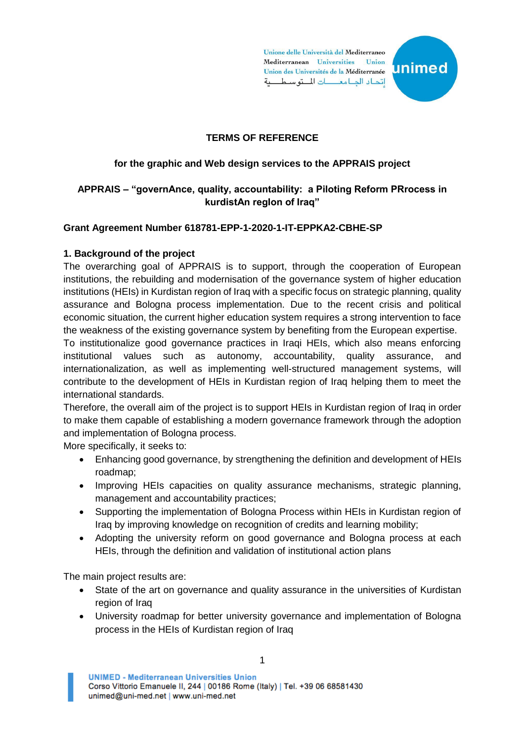# TERMS OF REFERENCE

## for the graphic and Web design services to the APPRAIS project

## APPRAIS – "governAnce, quality, accountability: a Piloting Reform PRrocess in kurdistAn regIon of Iraq"

**Grant Agreement Number 618781-EPP-1-2020-1-IT-EPPKA2-CBHE-SP**

### 1. Background of the project

The overarching goal of APPRAIS is to support, through the cooperation of European institutions, the rebuilding and modernisation of the governance system of higher education institutions (HEIs) in Kurdistan region of Iraq with a specific focus on strategic planning, quality assurance and Bologna process implementation. Due to the recent crisis and political economic situation, the current higher education system requires a strong intervention to face the weakness of the existing governance system by benefiting from the European expertise.

To institutionalize good governance practices in Iraqi HEIs, which also means enforcing institutional values such as autonomy, accountability, quality assurance, and internationalization, as well as implementing well-structured management systems, will contribute to the development of HEIs in Kurdistan region of Iraq helping them to meet the international standards.

Therefore, the overall aim of the project is to support HEIs in Kurdistan region of Iraq in order to make them capable of establishing a modern governance framework through the adoption and implementation of Bologna process.

More specifically, it seeks to:

- Enhancing good governance, by strengthening the definition and development of HEIs roadmap;
- Improving HEIs capacities on quality assurance mechanisms, strategic planning, management and accountability practices;
- Supporting the implementation of Bologna Process within HEIs in Kurdistan region of Iraq by improving knowledge on recognition of credits and learning mobility;
- Adopting the university reform on good governance and Bologna process at each HEIs, through the definition and validation of institutional action plans

The main project results are:

- State of the art on governance and quality assurance in the universities of Kurdistan region of Iraq
- University roadmap for better university governance and implementation of Bologna process in the HEIs of Kurdistan region of Iraq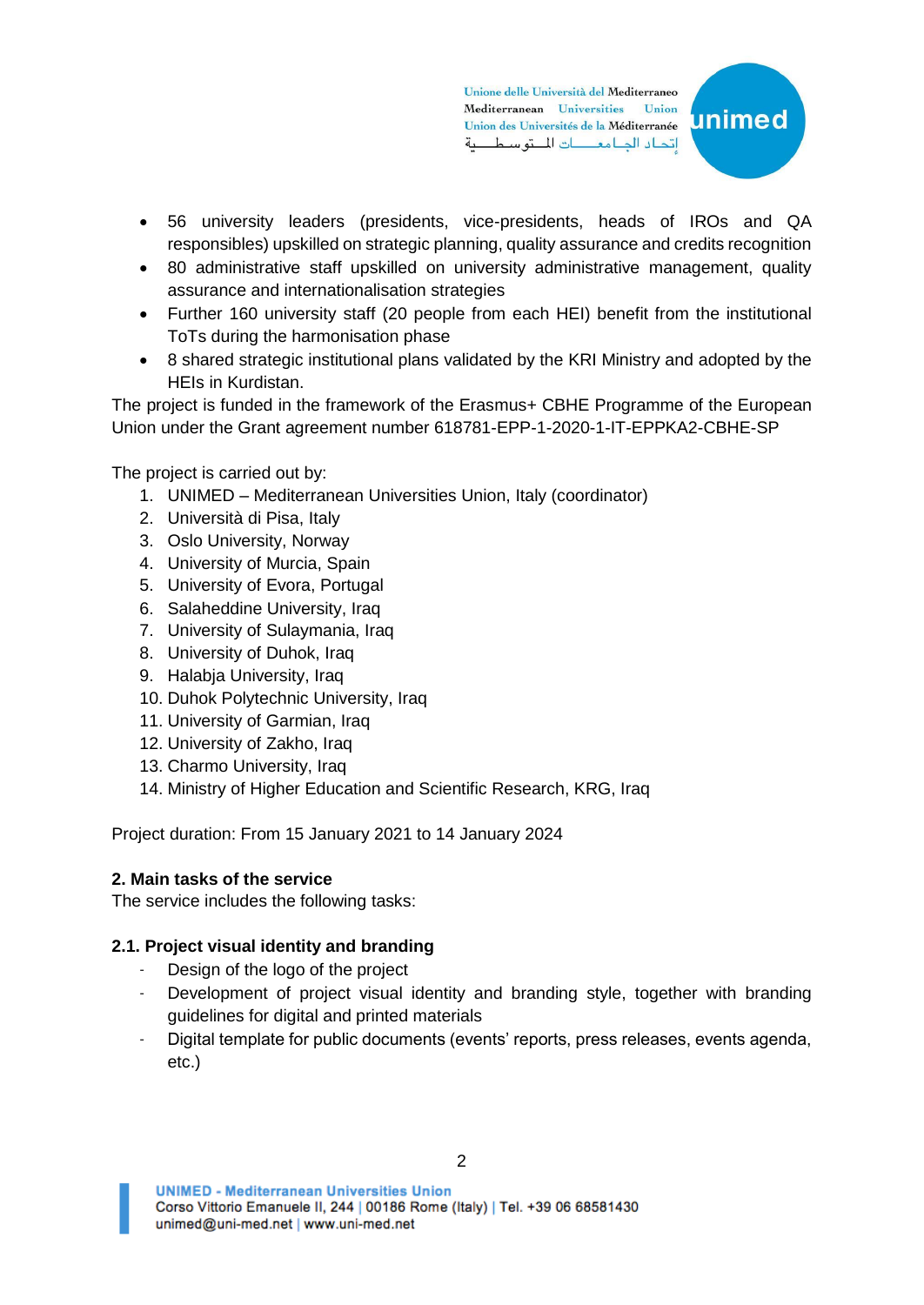- 56 university leaders (presidents, vice-presidents, heads of IROs and QA responsibles) upskilled on strategic planning, quality assurance and credits recognition
- 80 administrative staff upskilled on university administrative management, quality assurance and internationalisation strategies
- Further 160 university staff (20 people from each HEI) benefit from the institutional ToTs during the harmonisation phase
- 8 shared strategic institutional plans validated by the KRI Ministry and adopted by the HEIs in Kurdistan.

The project is funded in the framework of the Erasmus+ CBHE Programme of the European Union under the Grant agreement number 618781-EPP-1-2020-1-IT-EPPKA2-CBHE-SP

The project is carried out by:

1. UNIMED – Mediterranean Universities Union, Italy (coordinator)
2. Università di Pisa, Italy
3. Oslo University, Norway
4. University of Murcia, Spain
5. University of Evora, Portugal
6. Salaheddine University, Iraq
7. University of Sulaymania, Iraq
8. University of Duhok, Iraq
9. Halabja University, Iraq
10. Duhok Polytechnic University, Iraq
11. University of Garmian, Iraq
12. University of Zakho, Iraq
13. Charmo University, Iraq
14. Ministry of Higher Education and Scientific Research, KRG, Iraq

Project duration: From 15 January 2021 to 14 January 2024

**2. Main tasks of the service**

The service includes the following tasks:

**2.1. Project visual identity and branding**

- Design of the logo of the project
- Development of project visual identity and branding style, together with branding guidelines for digital and printed materials
- Digital template for public documents (events' reports, press releases, events agenda, etc.)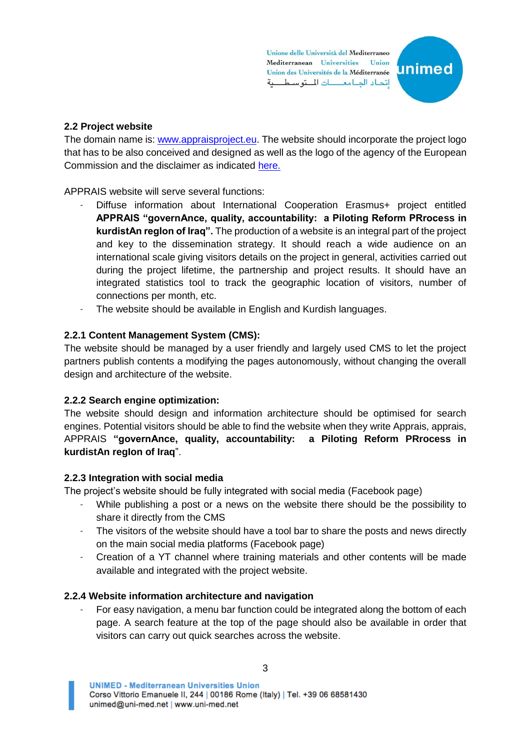### 2.2 Project website

The domain name is: [www.appraisproject.eu](http://www.appraisproject.eu). The website should incorporate the project logo that has to be also conceived and designed as well as the logo of the agency of the European Commission and the disclaimer as indicated [here.](#)

APPRAIS website will serve several functions:

- Diffuse information about International Cooperation Erasmus+ project entitled **APPRAIS "governAnce, quality, accountability: a Piloting Reform PRrocess in kurdistAn regIon of Iraq".** The production of a website is an integral part of the project and key to the dissemination strategy. It should reach a wide audience on an international scale giving visitors details on the project in general, activities carried out during the project lifetime, the partnership and project results. It should have an integrated statistics tool to track the geographic location of visitors, number of connections per month, etc.
- The website should be available in English and Kurdish languages.

#### 2.2.1 Content Management System (CMS):

The website should be managed by a user friendly and largely used CMS to let the project partners publish contents a modifying the pages autonomously, without changing the overall design and architecture of the website.

#### 2.2.2 Search engine optimization:

The website should design and information architecture should be optimised for search engines. Potential visitors should be able to find the website when they write Apprais, apprais, APPRAIS **"governAnce, quality, accountability: a Piloting Reform PRrocess in kurdistAn regIon of Iraq"**.

#### 2.2.3 Integration with social media

The project's website should be fully integrated with social media (Facebook page)

- While publishing a post or a news on the website there should be the possibility to share it directly from the CMS
- The visitors of the website should have a tool bar to share the posts and news directly on the main social media platforms (Facebook page)
- Creation of a YT channel where training materials and other contents will be made available and integrated with the project website.

#### 2.2.4 Website information architecture and navigation

- For easy navigation, a menu bar function could be integrated along the bottom of each page. A search feature at the top of the page should also be available in order that visitors can carry out quick searches across the website.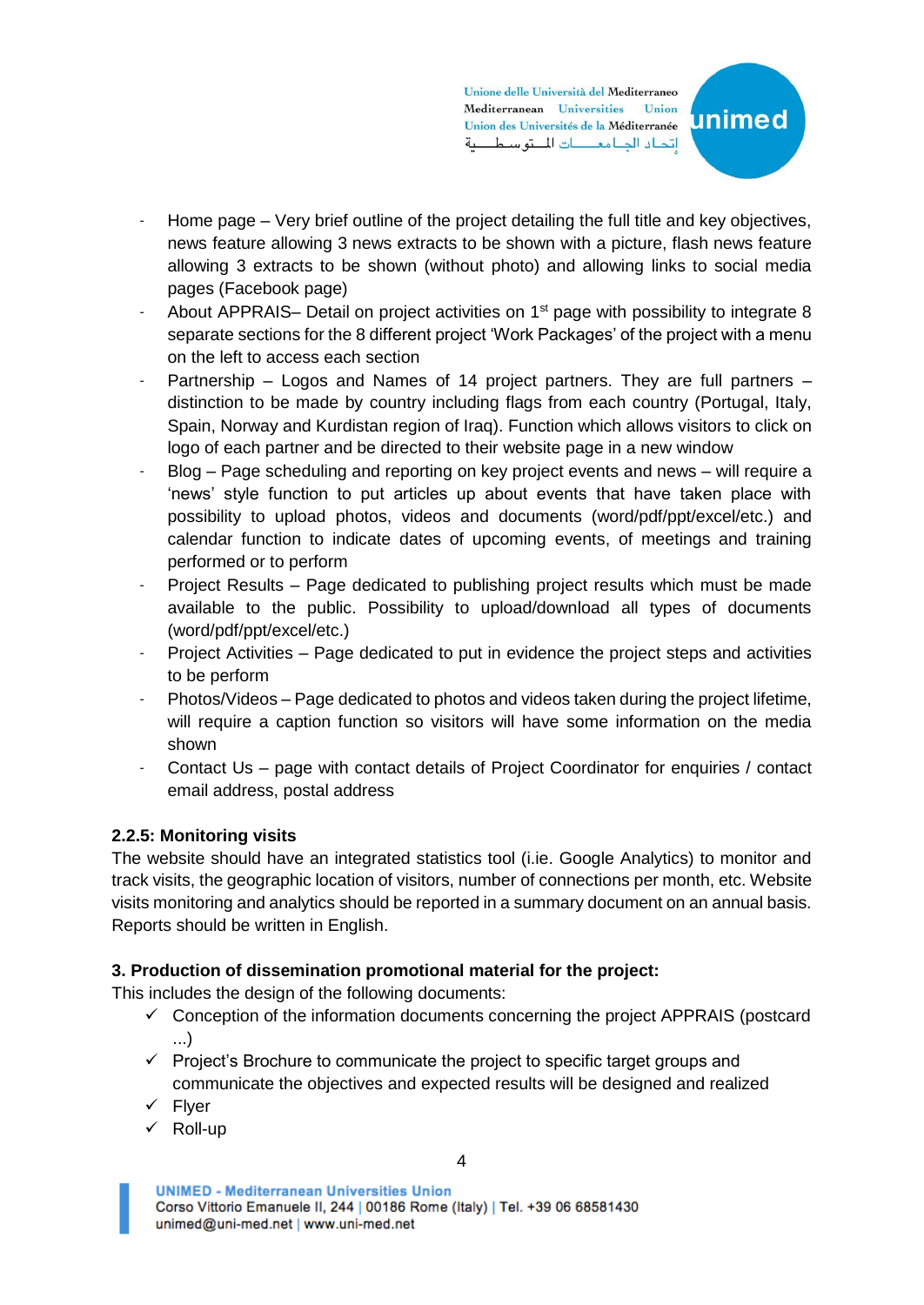- Home page – Very brief outline of the project detailing the full title and key objectives, news feature allowing 3 news extracts to be shown with a picture, flash news feature allowing 3 extracts to be shown (without photo) and allowing links to social media pages (Facebook page)
- About APPRAIS– Detail on project activities on 1st page with possibility to integrate 8 separate sections for the 8 different project 'Work Packages' of the project with a menu on the left to access each section
- Partnership – Logos and Names of 14 project partners. They are full partners – distinction to be made by country including flags from each country (Portugal, Italy, Spain, Norway and Kurdistan region of Iraq). Function which allows visitors to click on logo of each partner and be directed to their website page in a new window
- Blog – Page scheduling and reporting on key project events and news – will require a 'news' style function to put articles up about events that have taken place with possibility to upload photos, videos and documents (word/pdf/ppt/excel/etc.) and calendar function to indicate dates of upcoming events, of meetings and training performed or to perform
- Project Results – Page dedicated to publishing project results which must be made available to the public. Possibility to upload/download all types of documents (word/pdf/ppt/excel/etc.)
- Project Activities – Page dedicated to put in evidence the project steps and activities to be perform
- Photos/Videos – Page dedicated to photos and videos taken during the project lifetime, will require a caption function so visitors will have some information on the media shown
- Contact Us – page with contact details of Project Coordinator for enquiries / contact email address, postal address

**2.2.5: Monitoring visits**

The website should have an integrated statistics tool (i.ie. Google Analytics) to monitor and track visits, the geographic location of visitors, number of connections per month, etc. Website visits monitoring and analytics should be reported in a summary document on an annual basis. Reports should be written in English.

**3. Production of dissemination promotional material for the project:**

This includes the design of the following documents:

- ✓ Conception of the information documents concerning the project APPRAIS (postcard ...)
- ✓ Project's Brochure to communicate the project to specific target groups and communicate the objectives and expected results will be designed and realized
- ✓ Flyer
- ✓ Roll-up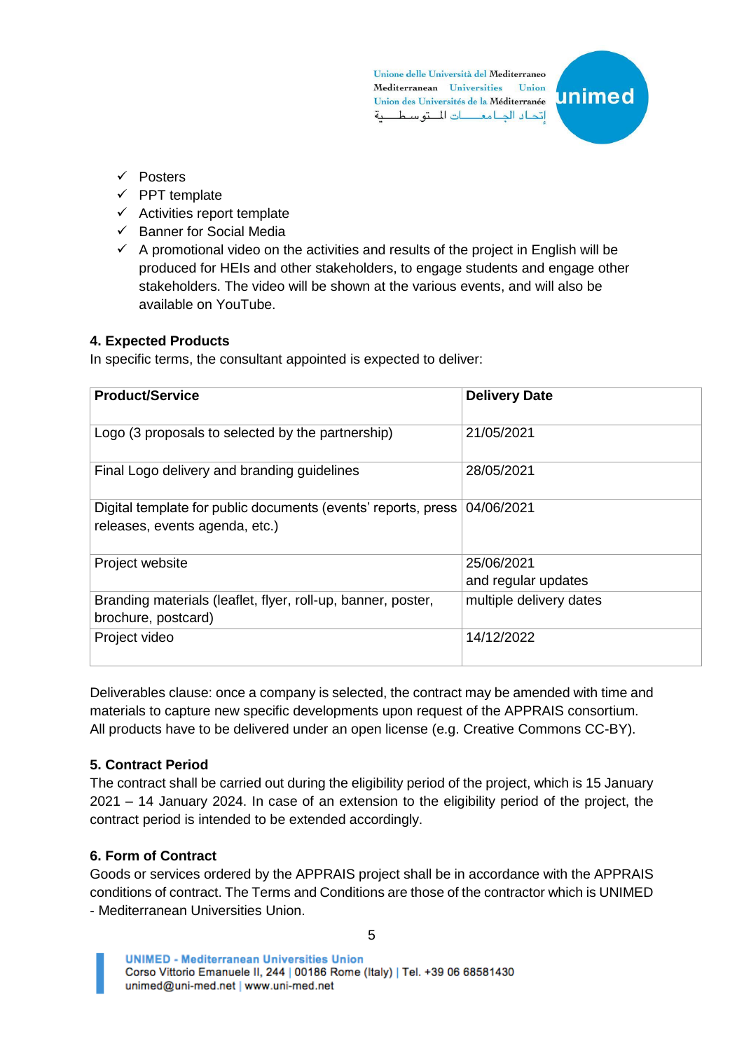- ✓ Posters
- ✓ PPT template
- ✓ Activities report template
- ✓ Banner for Social Media
- ✓ A promotional video on the activities and results of the project in English will be produced for HEIs and other stakeholders, to engage students and engage other stakeholders. The video will be shown at the various events, and will also be available on YouTube.

**4. Expected Products**

In specific terms, the consultant appointed is expected to deliver:

| Product/Service | Delivery Date |
|---|---|
| Logo (3 proposals to selected by the partnership) | 21/05/2021 |
| Final Logo delivery and branding guidelines | 28/05/2021 |
| Digital template for public documents (events' reports, press releases, events agenda, etc.) | 04/06/2021 |
| Project website | 25/06/2021 and regular updates |
| Branding materials (leaflet, flyer, roll-up, banner, poster, brochure, postcard) | multiple delivery dates |
| Project video | 14/12/2022 |

Deliverables clause: once a company is selected, the contract may be amended with time and materials to capture new specific developments upon request of the APPRAIS consortium. All products have to be delivered under an open license (e.g. Creative Commons CC-BY).

**5. Contract Period**

The contract shall be carried out during the eligibility period of the project, which is 15 January 2021 – 14 January 2024. In case of an extension to the eligibility period of the project, the contract period is intended to be extended accordingly.

**6. Form of Contract**

Goods or services ordered by the APPRAIS project shall be in accordance with the APPRAIS conditions of contract. The Terms and Conditions are those of the contractor which is UNIMED - Mediterranean Universities Union.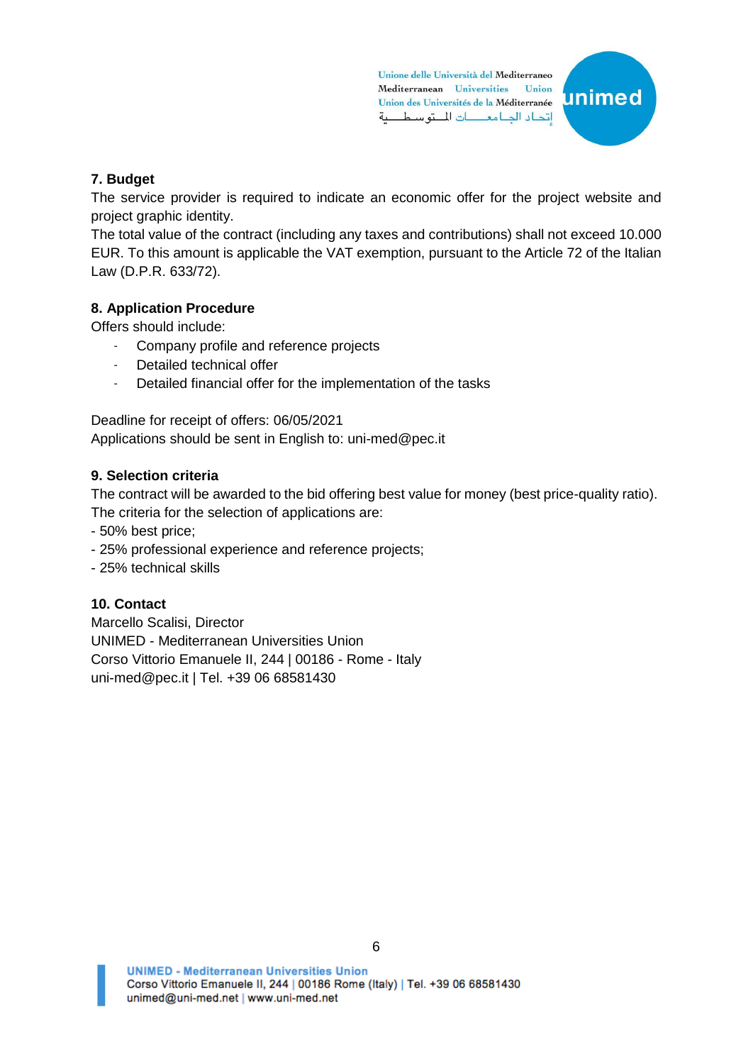### 7. Budget

The service provider is required to indicate an economic offer for the project website and project graphic identity.

The total value of the contract (including any taxes and contributions) shall not exceed 10.000 EUR. To this amount is applicable the VAT exemption, pursuant to the Article 72 of the Italian Law (D.P.R. 633/72).

### 8. Application Procedure

Offers should include:

- Company profile and reference projects
- Detailed technical offer
- Detailed financial offer for the implementation of the tasks

Deadline for receipt of offers: 06/05/2021

Applications should be sent in English to: uni-med@pec.it

### 9. Selection criteria

The contract will be awarded to the bid offering best value for money (best price-quality ratio).

The criteria for the selection of applications are:

- 50% best price;
- 25% professional experience and reference projects;
- 25% technical skills

### 10. Contact

Marcello Scalisi, Director
UNIMED - Mediterranean Universities Union
Corso Vittorio Emanuele II, 244 | 00186 - Rome - Italy
uni-med@pec.it | Tel. +39 06 68581430